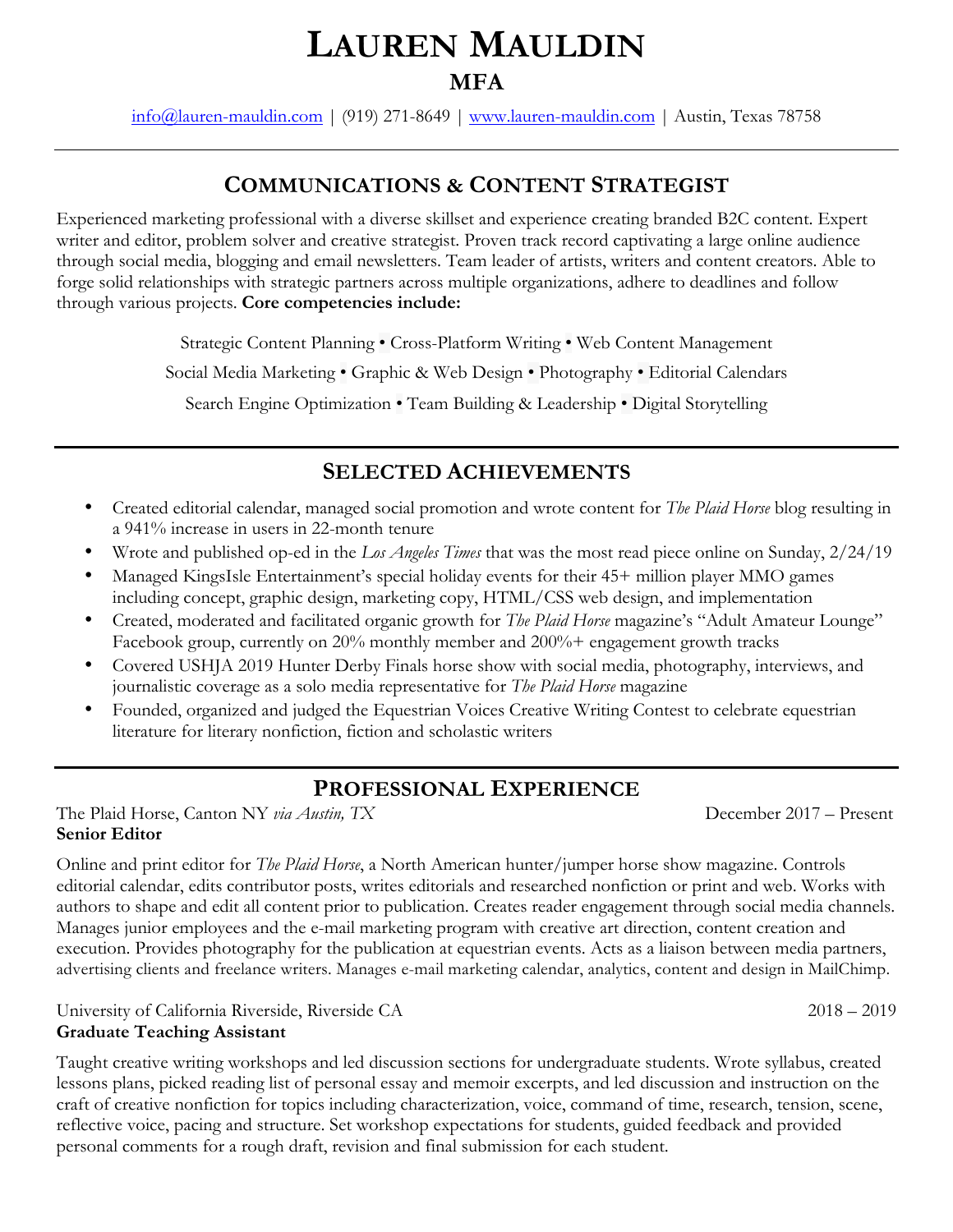# LAUREN MAULDIN
## MFA

info@lauren-mauldin.com | (919) 271-8649 | www.lauren-mauldin.com | Austin, Texas 78758

## COMMUNICATIONS & CONTENT STRATEGIST

Experienced marketing professional with a diverse skillset and experience creating branded B2C content. Expert writer and editor, problem solver and creative strategist. Proven track record captivating a large online audience through social media, blogging and email newsletters. Team leader of artists, writers and content creators. Able to forge solid relationships with strategic partners across multiple organizations, adhere to deadlines and follow through various projects. **Core competencies include:**

Strategic Content Planning • Cross-Platform Writing • Web Content Management

Social Media Marketing • Graphic & Web Design • Photography • Editorial Calendars

Search Engine Optimization • Team Building & Leadership • Digital Storytelling

## SELECTED ACHIEVEMENTS

- Created editorial calendar, managed social promotion and wrote content for *The Plaid Horse* blog resulting in a 941% increase in users in 22-month tenure
- Wrote and published op-ed in the *Los Angeles Times* that was the most read piece online on Sunday, 2/24/19
- Managed KingsIsle Entertainment's special holiday events for their 45+ million player MMO games including concept, graphic design, marketing copy, HTML/CSS web design, and implementation
- Created, moderated and facilitated organic growth for *The Plaid Horse* magazine's "Adult Amateur Lounge" Facebook group, currently on 20% monthly member and 200%+ engagement growth tracks
- Covered USHJA 2019 Hunter Derby Finals horse show with social media, photography, interviews, and journalistic coverage as a solo media representative for *The Plaid Horse* magazine
- Founded, organized and judged the Equestrian Voices Creative Writing Contest to celebrate equestrian literature for literary nonfiction, fiction and scholastic writers

## PROFESSIONAL EXPERIENCE

The Plaid Horse, Canton NY *via Austin, TX* — December 2017 – Present
**Senior Editor**

Online and print editor for *The Plaid Horse*, a North American hunter/jumper horse show magazine. Controls editorial calendar, edits contributor posts, writes editorials and researched nonfiction or print and web. Works with authors to shape and edit all content prior to publication. Creates reader engagement through social media channels. Manages junior employees and the e-mail marketing program with creative art direction, content creation and execution. Provides photography for the publication at equestrian events. Acts as a liaison between media partners, advertising clients and freelance writers. Manages e-mail marketing calendar, analytics, content and design in MailChimp.

University of California Riverside, Riverside CA — 2018 – 2019
**Graduate Teaching Assistant**

Taught creative writing workshops and led discussion sections for undergraduate students. Wrote syllabus, created lessons plans, picked reading list of personal essay and memoir excerpts, and led discussion and instruction on the craft of creative nonfiction for topics including characterization, voice, command of time, research, tension, scene, reflective voice, pacing and structure. Set workshop expectations for students, guided feedback and provided personal comments for a rough draft, revision and final submission for each student.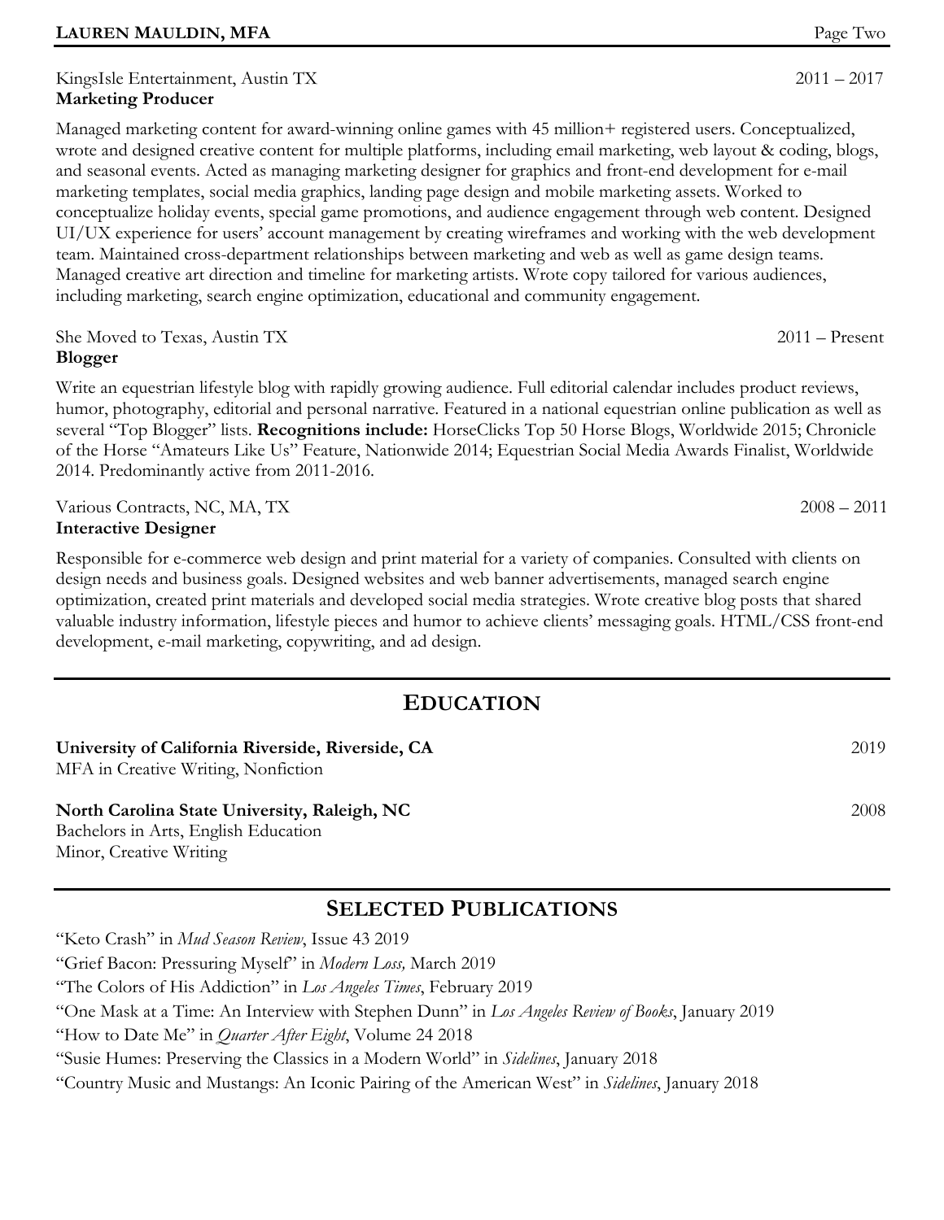KingsIsle Entertainment, Austin TX — 2011 – 2017
**Marketing Producer**

Managed marketing content for award-winning online games with 45 million+ registered users. Conceptualized, wrote and designed creative content for multiple platforms, including email marketing, web layout & coding, blogs, and seasonal events. Acted as managing marketing designer for graphics and front-end development for e-mail marketing templates, social media graphics, landing page design and mobile marketing assets. Worked to conceptualize holiday events, special game promotions, and audience engagement through web content. Designed UI/UX experience for users' account management by creating wireframes and working with the web development team. Maintained cross-department relationships between marketing and web as well as game design teams. Managed creative art direction and timeline for marketing artists. Wrote copy tailored for various audiences, including marketing, search engine optimization, educational and community engagement.

She Moved to Texas, Austin TX — 2011 – Present
**Blogger**

Write an equestrian lifestyle blog with rapidly growing audience. Full editorial calendar includes product reviews, humor, photography, editorial and personal narrative. Featured in a national equestrian online publication as well as several "Top Blogger" lists. **Recognitions include:** HorseClicks Top 50 Horse Blogs, Worldwide 2015; Chronicle of the Horse "Amateurs Like Us" Feature, Nationwide 2014; Equestrian Social Media Awards Finalist, Worldwide 2014. Predominantly active from 2011-2016.

Various Contracts, NC, MA, TX — 2008 – 2011
**Interactive Designer**

Responsible for e-commerce web design and print material for a variety of companies. Consulted with clients on design needs and business goals. Designed websites and web banner advertisements, managed search engine optimization, created print materials and developed social media strategies. Wrote creative blog posts that shared valuable industry information, lifestyle pieces and humor to achieve clients' messaging goals. HTML/CSS front-end development, e-mail marketing, copywriting, and ad design.

## EDUCATION

**University of California Riverside, Riverside, CA** — 2019
MFA in Creative Writing, Nonfiction

**North Carolina State University, Raleigh, NC** — 2008
Bachelors in Arts, English Education
Minor, Creative Writing

## SELECTED PUBLICATIONS

"Keto Crash" in *Mud Season Review*, Issue 43 2019
"Grief Bacon: Pressuring Myself" in *Modern Loss,* March 2019
"The Colors of His Addiction" in *Los Angeles Times*, February 2019
"One Mask at a Time: An Interview with Stephen Dunn" in *Los Angeles Review of Books*, January 2019
"How to Date Me" in *Quarter After Eight*, Volume 24 2018
"Susie Humes: Preserving the Classics in a Modern World" in *Sidelines*, January 2018
"Country Music and Mustangs: An Iconic Pairing of the American West" in *Sidelines*, January 2018